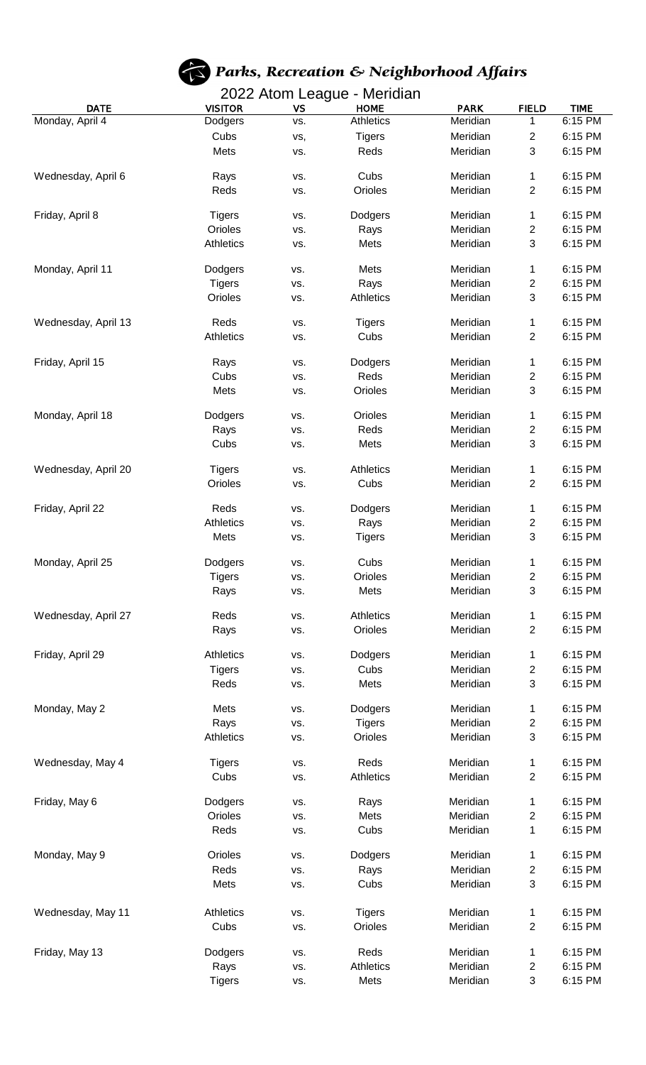# *Parks, Recreation & Neighborhood Affairs*

## 2022 Atom League - Meridian

| DATE | VISITOR | VS | HOME | PARK | FIELD | TIME |
|---|---|---|---|---|---|---|
| Monday, April 4 | Dodgers | vs. | Athletics | Meridian | 1 | 6:15 PM |
| | Cubs | vs, | Tigers | Meridian | 2 | 6:15 PM |
| | Mets | vs. | Reds | Meridian | 3 | 6:15 PM |
| Wednesday, April 6 | Rays | vs. | Cubs | Meridian | 1 | 6:15 PM |
| | Reds | vs. | Orioles | Meridian | 2 | 6:15 PM |
| Friday, April 8 | Tigers | vs. | Dodgers | Meridian | 1 | 6:15 PM |
| | Orioles | vs. | Rays | Meridian | 2 | 6:15 PM |
| | Athletics | vs. | Mets | Meridian | 3 | 6:15 PM |
| Monday, April 11 | Dodgers | vs. | Mets | Meridian | 1 | 6:15 PM |
| | Tigers | vs. | Rays | Meridian | 2 | 6:15 PM |
| | Orioles | vs. | Athletics | Meridian | 3 | 6:15 PM |
| Wednesday, April 13 | Reds | vs. | Tigers | Meridian | 1 | 6:15 PM |
| | Athletics | vs. | Cubs | Meridian | 2 | 6:15 PM |
| Friday, April 15 | Rays | vs. | Dodgers | Meridian | 1 | 6:15 PM |
| | Cubs | vs. | Reds | Meridian | 2 | 6:15 PM |
| | Mets | vs. | Orioles | Meridian | 3 | 6:15 PM |
| Monday, April 18 | Dodgers | vs. | Orioles | Meridian | 1 | 6:15 PM |
| | Rays | vs. | Reds | Meridian | 2 | 6:15 PM |
| | Cubs | vs. | Mets | Meridian | 3 | 6:15 PM |
| Wednesday, April 20 | Tigers | vs. | Athletics | Meridian | 1 | 6:15 PM |
| | Orioles | vs. | Cubs | Meridian | 2 | 6:15 PM |
| Friday, April 22 | Reds | vs. | Dodgers | Meridian | 1 | 6:15 PM |
| | Athletics | vs. | Rays | Meridian | 2 | 6:15 PM |
| | Mets | vs. | Tigers | Meridian | 3 | 6:15 PM |
| Monday, April 25 | Dodgers | vs. | Cubs | Meridian | 1 | 6:15 PM |
| | Tigers | vs. | Orioles | Meridian | 2 | 6:15 PM |
| | Rays | vs. | Mets | Meridian | 3 | 6:15 PM |
| Wednesday, April 27 | Reds | vs. | Athletics | Meridian | 1 | 6:15 PM |
| | Rays | vs. | Orioles | Meridian | 2 | 6:15 PM |
| Friday, April 29 | Athletics | vs. | Dodgers | Meridian | 1 | 6:15 PM |
| | Tigers | vs. | Cubs | Meridian | 2 | 6:15 PM |
| | Reds | vs. | Mets | Meridian | 3 | 6:15 PM |
| Monday, May 2 | Mets | vs. | Dodgers | Meridian | 1 | 6:15 PM |
| | Rays | vs. | Tigers | Meridian | 2 | 6:15 PM |
| | Athletics | vs. | Orioles | Meridian | 3 | 6:15 PM |
| Wednesday, May 4 | Tigers | vs. | Reds | Meridian | 1 | 6:15 PM |
| | Cubs | vs. | Athletics | Meridian | 2 | 6:15 PM |
| Friday, May 6 | Dodgers | vs. | Rays | Meridian | 1 | 6:15 PM |
| | Orioles | vs. | Mets | Meridian | 2 | 6:15 PM |
| | Reds | vs. | Cubs | Meridian | 1 | 6:15 PM |
| Monday, May 9 | Orioles | vs. | Dodgers | Meridian | 1 | 6:15 PM |
| | Reds | vs. | Rays | Meridian | 2 | 6:15 PM |
| | Mets | vs. | Cubs | Meridian | 3 | 6:15 PM |
| Wednesday, May 11 | Athletics | vs. | Tigers | Meridian | 1 | 6:15 PM |
| | Cubs | vs. | Orioles | Meridian | 2 | 6:15 PM |
| Friday, May 13 | Dodgers | vs. | Reds | Meridian | 1 | 6:15 PM |
| | Rays | vs. | Athletics | Meridian | 2 | 6:15 PM |
| | Tigers | vs. | Mets | Meridian | 3 | 6:15 PM |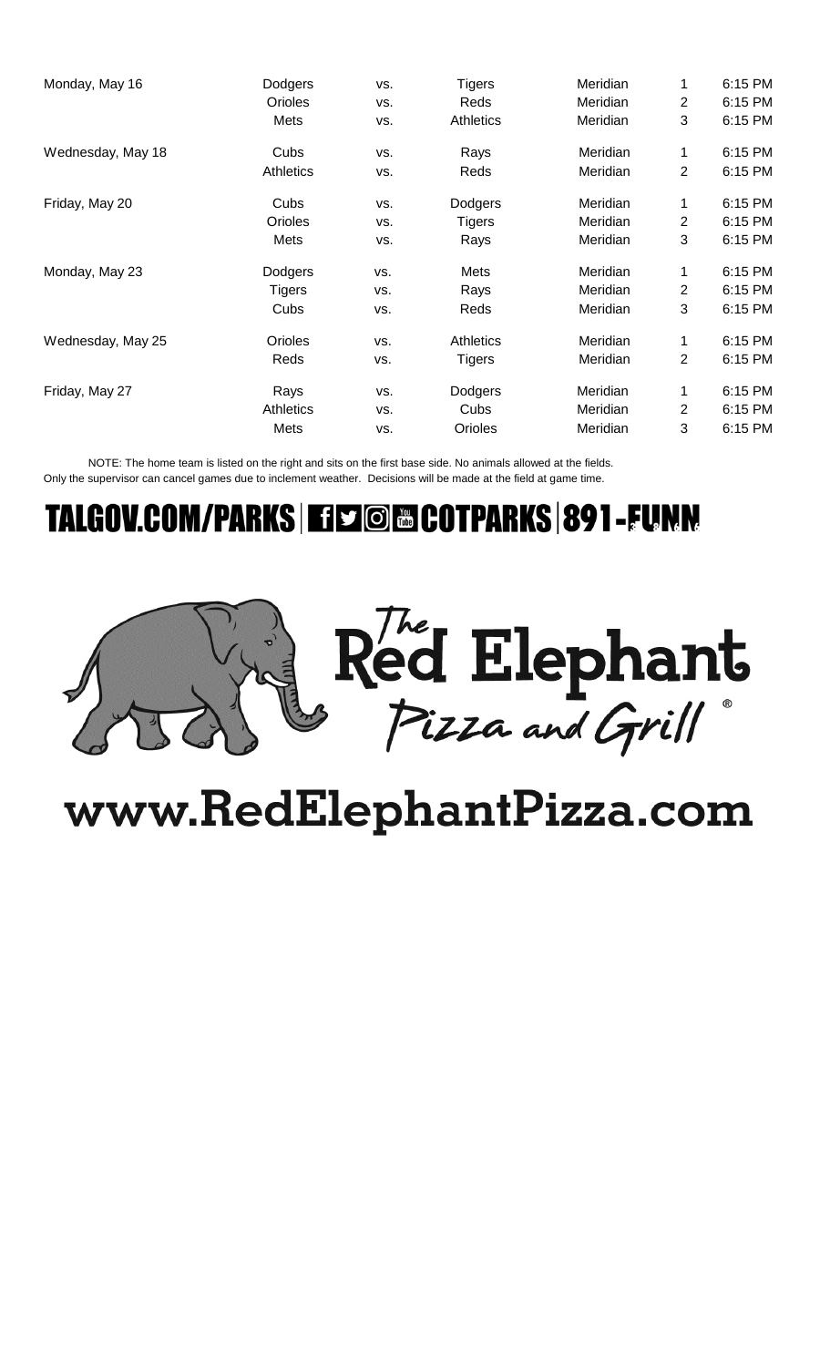| | | | | | | |
|---|---|---|---|---|---|---|
| Monday, May 16 | Dodgers | vs. | Tigers | Meridian | 1 | 6:15 PM |
| | Orioles | vs. | Reds | Meridian | 2 | 6:15 PM |
| | Mets | vs. | Athletics | Meridian | 3 | 6:15 PM |
| Wednesday, May 18 | Cubs | vs. | Rays | Meridian | 1 | 6:15 PM |
| | Athletics | vs. | Reds | Meridian | 2 | 6:15 PM |
| Friday, May 20 | Cubs | vs. | Dodgers | Meridian | 1 | 6:15 PM |
| | Orioles | vs. | Tigers | Meridian | 2 | 6:15 PM |
| | Mets | vs. | Rays | Meridian | 3 | 6:15 PM |
| Monday, May 23 | Dodgers | vs. | Mets | Meridian | 1 | 6:15 PM |
| | Tigers | vs. | Rays | Meridian | 2 | 6:15 PM |
| | Cubs | vs. | Reds | Meridian | 3 | 6:15 PM |
| Wednesday, May 25 | Orioles | vs. | Athletics | Meridian | 1 | 6:15 PM |
| | Reds | vs. | Tigers | Meridian | 2 | 6:15 PM |
| Friday, May 27 | Rays | vs. | Dodgers | Meridian | 1 | 6:15 PM |
| | Athletics | vs. | Cubs | Meridian | 2 | 6:15 PM |
| | Mets | vs. | Orioles | Meridian | 3 | 6:15 PM |

NOTE: The home team is listed on the right and sits on the first base side. No animals allowed at the fields.
Only the supervisor can cancel games due to inclement weather. Decisions will be made at the field at game time.

**TALGOV.COM/PARKS | COTPARKS | 891-FUNN**

The Red Elephant Pizza and Grill®

**www.RedElephantPizza.com**